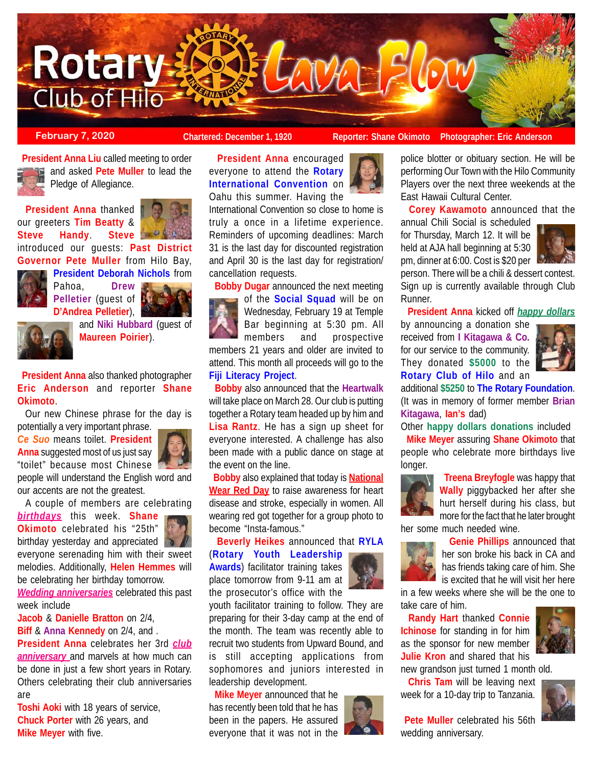# Rotary Club of Hilo Lava Flow

**February 7, 2020** | **Chartered: December 1, 1920** | **Reporter: Shane Okimoto** | **Photographer: Eric Anderson**

**President Anna Liu** called meeting to order and asked **Pete Muller** to lead the Pledge of Allegiance.

**President Anna** thanked our greeters **Tim Beatty** & **Steve Handy**. **Steve** introduced our guests: **Past District Governor Pete Muller** from Hilo Bay, **President Deborah Nichols** from Pahoa, **Drew Pelletier** (guest of **D'Andrea Pelletier**), and **Niki Hubbard** (guest of **Maureen Poirier**).

**President Anna** also thanked photographer **Eric Anderson** and reporter **Shane Okimoto**.

Our new Chinese phrase for the day is potentially a very important phrase. ***Ce Suo*** means toilet. **President Anna** suggested most of us just say "toilet" because most Chinese people will understand the English word and our accents are not the greatest.

A couple of members are celebrating ***birthdays*** this week. **Shane Okimoto** celebrated his "25th" birthday yesterday and appreciated everyone serenading him with their sweet melodies. Additionally, **Helen Hemmes** will be celebrating her birthday tomorrow.

***Wedding anniversaries*** celebrated this past week include
**Jacob** & **Danielle Bratton** on 2/4,
**Biff** & **Anna Kennedy** on 2/4, and .
**President Anna** celebrates her 3rd ***club anniversary*** and marvels at how much can be done in just a few short years in Rotary. Others celebrating their club anniversaries are
**Toshi Aoki** with 18 years of service,
**Chuck Porter** with 26 years, and
**Mike Meyer** with five.

**President Anna** encouraged everyone to attend the **Rotary International Convention** on Oahu this summer. Having the International Convention so close to home is truly a once in a lifetime experience. Reminders of upcoming deadlines: March 31 is the last day for discounted registration and April 30 is the last day for registration/ cancellation requests.

**Bobby Dugar** announced the next meeting of the **Social Squad** will be on Wednesday, February 19 at Temple Bar beginning at 5:30 pm. All members and prospective members 21 years and older are invited to attend. This month all proceeds will go to the **Fiji Literacy Project**.

**Bobby** also announced that the **Heartwalk** will take place on March 28. Our club is putting together a Rotary team headed up by him and **Lisa Rantz**. He has a sign up sheet for everyone interested. A challenge has also been made with a public dance on stage at the event on the line.

**Bobby** also explained that today is **National Wear Red Day** to raise awareness for heart disease and stroke, especially in women. All wearing red got together for a group photo to become "Insta-famous."

**Beverly Heikes** announced that **RYLA** (**Rotary Youth Leadership Awards**) facilitator training takes place tomorrow from 9-11 am at the prosecutor's office with the youth facilitator training to follow. They are preparing for their 3-day camp at the end of the month. The team was recently able to recruit two students from Upward Bound, and is still accepting applications from sophomores and juniors interested in leadership development.

**Mike Meyer** announced that he has recently been told that he has been in the papers. He assured everyone that it was not in the police blotter or obituary section. He will be performing Our Town with the Hilo Community Players over the next three weekends at the East Hawaii Cultural Center.

**Corey Kawamoto** announced that the annual Chili Social is scheduled for Thursday, March 12. It will be held at AJA hall beginning at 5:30 pm, dinner at 6:00. Cost is $20 per person. There will be a chili & dessert contest. Sign up is currently available through Club Runner.

**President Anna** kicked off ***happy dollars*** by announcing a donation she received from **I Kitagawa & Co.** for our service to the community. They donated **$5000** to the **Rotary Club of Hilo** and an additional **$5250** to **The Rotary Foundation**. (It was in memory of former member **Brian Kitagawa**, **Ian's** dad)

Other **happy dollars donations** included
**Mike Meyer** assuring **Shane Okimoto** that people who celebrate more birthdays live longer.

**Treena Breyfogle** was happy that **Wally** piggybacked her after she hurt herself during his class, but more for the fact that he later brought her some much needed wine.

**Genie Phillips** announced that her son broke his back in CA and has friends taking care of him. She is excited that he will visit her here in a few weeks where she will be the one to take care of him.

**Randy Hart** thanked **Connie Ichinose** for standing in for him as the sponsor for new member **Julie Kron** and shared that his new grandson just turned 1 month old.

**Chris Tam** will be leaving next week for a 10-day trip to Tanzania.

**Pete Muller** celebrated his 56th wedding anniversary.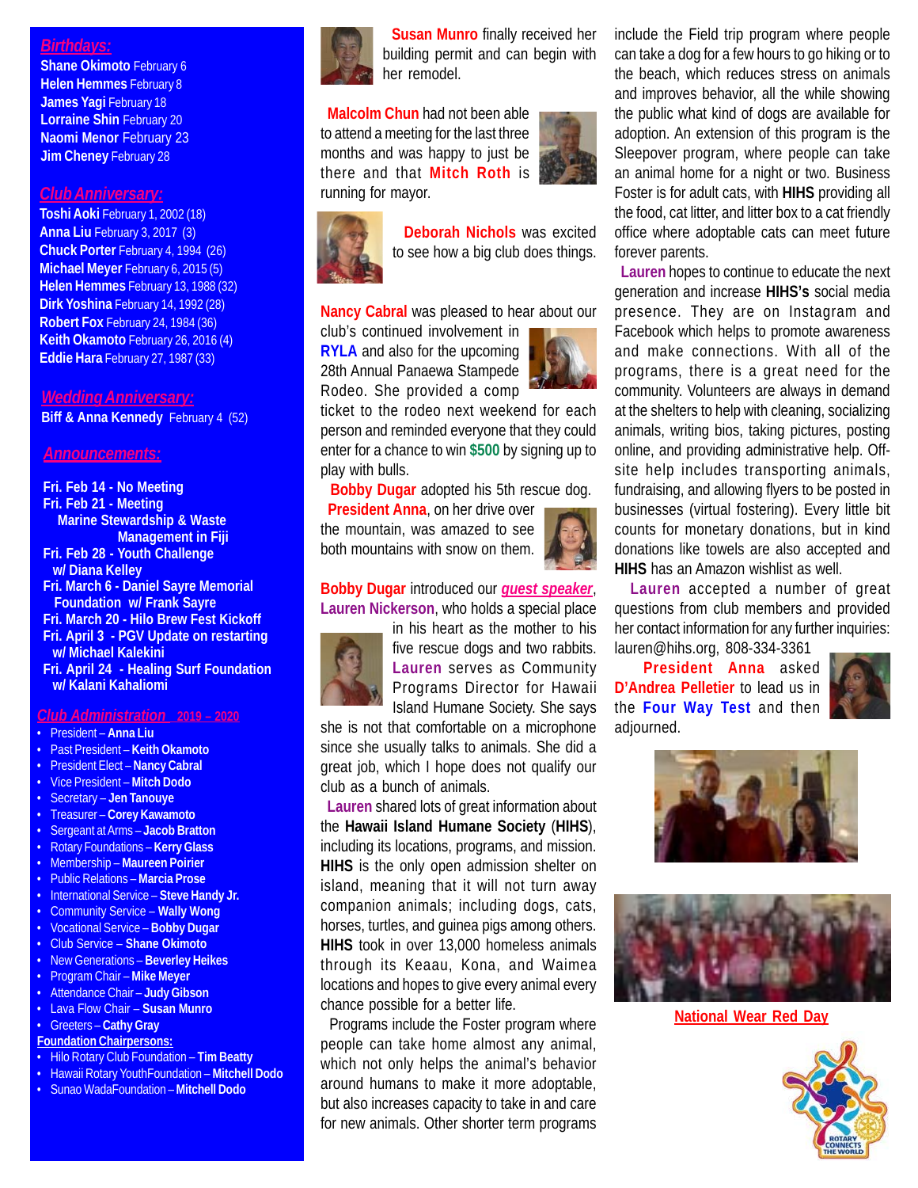## *Birthdays:*

**Shane Okimoto** February 6
**Helen Hemmes** February 8
**James Yagi** February 18
**Lorraine Shin** February 20
**Naomi Menor** February 23
**Jim Cheney** February 28

## *Club Anniversary:*

**Toshi Aoki** February 1, 2002 (18)
**Anna Liu** February 3, 2017 (3)
**Chuck Porter** February 4, 1994 (26)
**Michael Meyer** February 6, 2015 (5)
**Helen Hemmes** February 13, 1988 (32)
**Dirk Yoshina** February 14, 1992 (28)
**Robert Fox** February 24, 1984 (36)
**Keith Okamoto** February 26, 2016 (4)
**Eddie Hara** February 27, 1987 (33)

## *Wedding Anniversary:*

**Biff & Anna Kennedy** February 4 (52)

## *Announcements:*

**Fri. Feb 14 - No Meeting**
**Fri. Feb 21 - Meeting**
**Marine Stewardship & Waste Management in Fiji**
**Fri. Feb 28 - Youth Challenge w/ Diana Kelley**
**Fri. March 6 - Daniel Sayre Memorial Foundation w/ Frank Sayre**
**Fri. March 20 - Hilo Brew Fest Kickoff**
**Fri. April 3 - PGV Update on restarting w/ Michael Kalekini**
**Fri. April 24 - Healing Surf Foundation w/ Kalani Kahaliomi**

## *Club Administration* 2019 – 2020

- President – **Anna Liu**
- Past President – **Keith Okamoto**
- President Elect – **Nancy Cabral**
- Vice President – **Mitch Dodo**
- Secretary – **Jen Tanouye**
- Treasurer – **Corey Kawamoto**
- Sergeant at Arms – **Jacob Bratton**
- Rotary Foundations – **Kerry Glass**
- Membership – **Maureen Poirier**
- Public Relations – **Marcia Prose**
- International Service – **Steve Handy Jr.**
- Community Service – **Wally Wong**
- Vocational Service – **Bobby Dugar**
- Club Service – **Shane Okimoto**
- New Generations – **Beverley Heikes**
- Program Chair – **Mike Meyer**
- Attendance Chair – **Judy Gibson**
- Lava Flow Chair – **Susan Munro**
- Greeters – **Cathy Gray**

**Foundation Chairpersons:**

- Hilo Rotary Club Foundation – **Tim Beatty**
- Hawaii Rotary YouthFoundation – **Mitchell Dodo**
- Sunao WadaFoundation – **Mitchell Dodo**

**Susan Munro** finally received her building permit and can begin with her remodel.

**Malcolm Chun** had not been able to attend a meeting for the last three months and was happy to just be there and that **Mitch Roth** is running for mayor.

**Deborah Nichols** was excited to see how a big club does things.

**Nancy Cabral** was pleased to hear about our club's continued involvement in **RYLA** and also for the upcoming 28th Annual Panaewa Stampede Rodeo. She provided a comp ticket to the rodeo next weekend for each person and reminded everyone that they could enter for a chance to win **$500** by signing up to play with bulls.

**Bobby Dugar** adopted his 5th rescue dog.

**President Anna**, on her drive over the mountain, was amazed to see both mountains with snow on them.

**Bobby Dugar** introduced our ***guest speaker***, **Lauren Nickerson**, who holds a special place in his heart as the mother to his five rescue dogs and two rabbits. **Lauren** serves as Community Programs Director for Hawaii Island Humane Society. She says she is not that comfortable on a microphone since she usually talks to animals. She did a great job, which I hope does not qualify our club as a bunch of animals.

**Lauren** shared lots of great information about the **Hawaii Island Humane Society** (**HIHS**), including its locations, programs, and mission. **HIHS** is the only open admission shelter on island, meaning that it will not turn away companion animals; including dogs, cats, horses, turtles, and guinea pigs among others. **HIHS** took in over 13,000 homeless animals through its Keaau, Kona, and Waimea locations and hopes to give every animal every chance possible for a better life.

Programs include the Foster program where people can take home almost any animal, which not only helps the animal's behavior around humans to make it more adoptable, but also increases capacity to take in and care for new animals. Other shorter term programs include the Field trip program where people can take a dog for a few hours to go hiking or to the beach, which reduces stress on animals and improves behavior, all the while showing the public what kind of dogs are available for adoption. An extension of this program is the Sleepover program, where people can take an animal home for a night or two. Business Foster is for adult cats, with **HIHS** providing all the food, cat litter, and litter box to a cat friendly office where adoptable cats can meet future forever parents.

**Lauren** hopes to continue to educate the next generation and increase **HIHS's** social media presence. They are on Instagram and Facebook which helps to promote awareness and make connections. With all of the programs, there is a great need for the community. Volunteers are always in demand at the shelters to help with cleaning, socializing animals, writing bios, taking pictures, posting online, and providing administrative help. Off-site help includes transporting animals, fundraising, and allowing flyers to be posted in businesses (virtual fostering). Every little bit counts for monetary donations, but in kind donations like towels are also accepted and **HIHS** has an Amazon wishlist as well.

**Lauren** accepted a number of great questions from club members and provided her contact information for any further inquiries: lauren@hihs.org, 808-334-3361

**President Anna** asked **D'Andrea Pelletier** to lead us in the **Four Way Test** and then adjourned.

**National Wear Red Day**